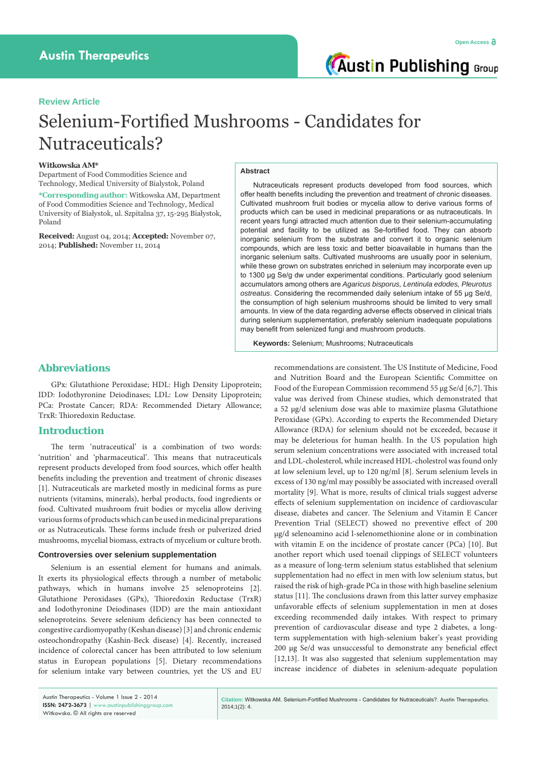Review Article

# Selenium-Fortified Mushrooms - Candidates for Nutraceuticals?

**Witkowska AM***

Department of Food Commodities Science and Technology, Medical University of Bialystok, Poland

***Corresponding author:** Witkowska AM, Department of Food Commodities Science and Technology, Medical University of Białystok, ul. Szpitalna 37, 15-295 Białystok, Poland

**Received:** August 04, 2014; **Accepted:** November 07, 2014; **Published:** November 11, 2014

## Abstract

Nutraceuticals represent products developed from food sources, which offer health benefits including the prevention and treatment of chronic diseases. Cultivated mushroom fruit bodies or mycelia allow to derive various forms of products which can be used in medicinal preparations or as nutraceuticals. In recent years fungi attracted much attention due to their selenium-accumulating potential and facility to be utilized as Se-fortified food. They can absorb inorganic selenium from the substrate and convert it to organic selenium compounds, which are less toxic and better bioavailable in humans than the inorganic selenium salts. Cultivated mushrooms are usually poor in selenium, while these grown on substrates enriched in selenium may incorporate even up to 1300 µg Se/g dw under experimental conditions. Particularly good selenium accumulators among others are *Agaricus bisporus, Lentinula edodes, Pleurotus ostreatus*. Considering the recommended daily selenium intake of 55 µg Se/d, the consumption of high selenium mushrooms should be limited to very small amounts. In view of the data regarding adverse effects observed in clinical trials during selenium supplementation, preferably selenium inadequate populations may benefit from selenized fungi and mushroom products.

**Keywords:** Selenium; Mushrooms; Nutraceuticals

## Abbreviations

GPx: Glutathione Peroxidase; HDL: High Density Lipoprotein; IDD: Iodothyronine Deiodinases; LDL: Low Density Lipoprotein; PCa: Prostate Cancer; RDA: Recommended Dietary Allowance; TrxR: Thioredoxin Reductase.

## Introduction

The term 'nutraceutical' is a combination of two words: 'nutrition' and 'pharmaceutical'. This means that nutraceuticals represent products developed from food sources, which offer health benefits including the prevention and treatment of chronic diseases [1]. Nutraceuticals are marketed mostly in medicinal forms as pure nutrients (vitamins, minerals), herbal products, food ingredients or food. Cultivated mushroom fruit bodies or mycelia allow deriving various forms of products which can be used in medicinal preparations or as Nutraceuticals. These forms include fresh or pulverized dried mushrooms, mycelial biomass, extracts of mycelium or culture broth.

### Controversies over selenium supplementation

Selenium is an essential element for humans and animals. It exerts its physiological effects through a number of metabolic pathways, which in humans involve 25 selenoproteins [2]. Glutathione Peroxidases (GPx), Thioredoxin Reductase (TrxR) and Iodothyronine Deiodinases (IDD) are the main antioxidant selenoproteins. Severe selenium deficiency has been connected to congestive cardiomyopathy (Keshan disease) [3] and chronic endemic osteochondropathy (Kashin-Beck disease) [4]. Recently, increased incidence of colorectal cancer has been attributed to low selenium status in European populations [5]. Dietary recommendations for selenium intake vary between countries, yet the US and EU recommendations are consistent. The US Institute of Medicine, Food and Nutrition Board and the European Scientific Committee on Food of the European Commission recommend 55 µg Se/d [6,7]. This value was derived from Chinese studies, which demonstrated that a 52 µg/d selenium dose was able to maximize plasma Glutathione Peroxidase (GPx). According to experts the Recommended Dietary Allowance (RDA) for selenium should not be exceeded, because it may be deleterious for human health. In the US population high serum selenium concentrations were associated with increased total and LDL-cholesterol, while increased HDL-cholestrol was found only at low selenium level, up to 120 ng/ml [8]. Serum selenium levels in excess of 130 ng/ml may possibly be associated with increased overall mortality [9]. What is more, results of clinical trials suggest adverse effects of selenium supplementation on incidence of cardiovascular disease, diabetes and cancer. The Selenium and Vitamin E Cancer Prevention Trial (SELECT) showed no preventive effect of 200 µg/d selenoamino acid l-selenomethionine alone or in combination with vitamin E on the incidence of prostate cancer (PCa) [10]. But another report which used toenail clippings of SELECT volunteers as a measure of long-term selenium status established that selenium supplementation had no effect in men with low selenium status, but raised the risk of high-grade PCa in those with high baseline selenium status [11]. The conclusions drawn from this latter survey emphasize unfavorable effects of selenium supplementation in men at doses exceeding recommended daily intakes. With respect to primary prevention of cardiovascular disease and type 2 diabetes, a long-term supplementation with high-selenium baker's yeast providing 200 µg Se/d was unsuccessful to demonstrate any beneficial effect [12,13]. It was also suggested that selenium supplementation may increase incidence of diabetes in selenium-adequate population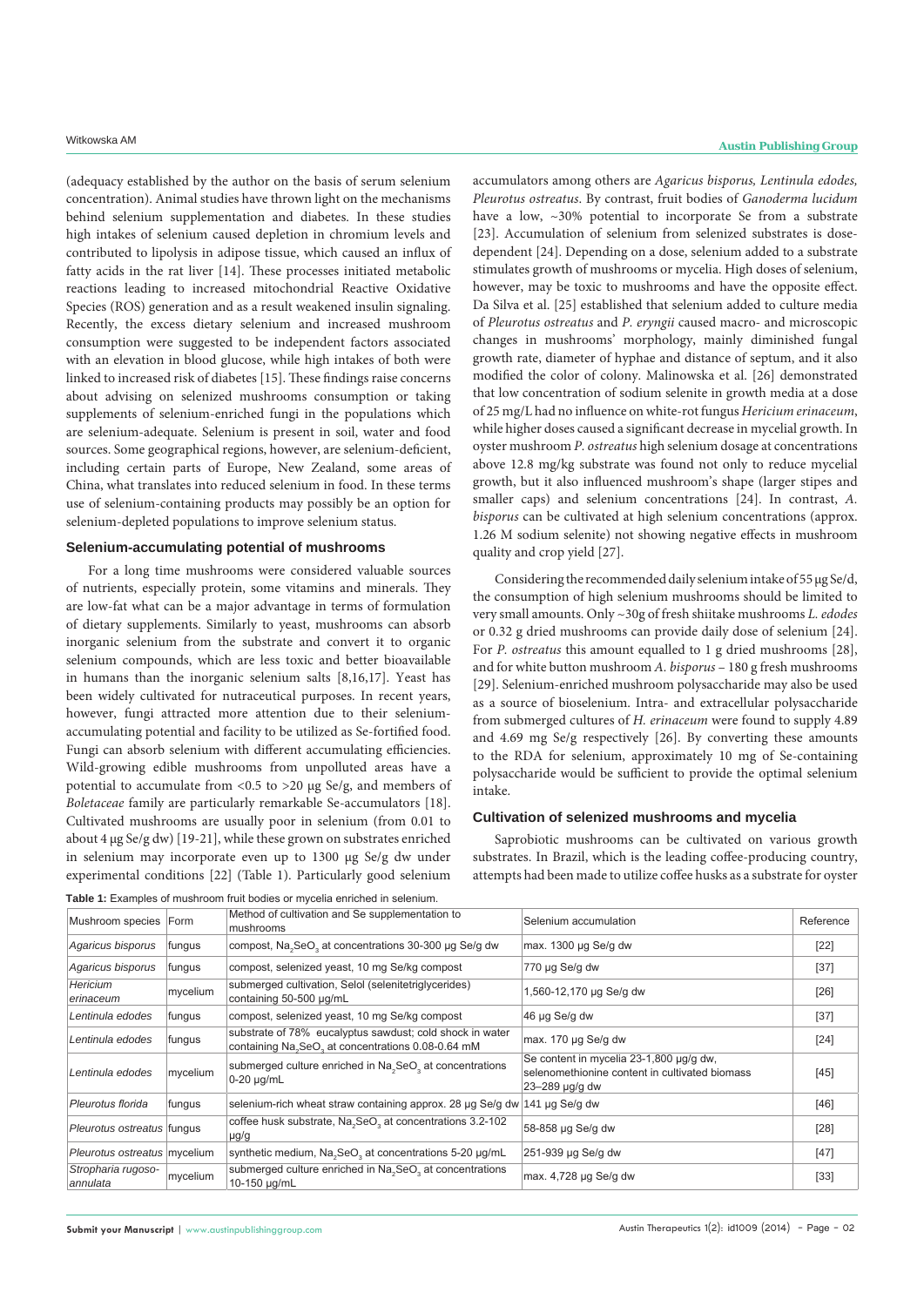(adequacy established by the author on the basis of serum selenium concentration). Animal studies have thrown light on the mechanisms behind selenium supplementation and diabetes. In these studies high intakes of selenium caused depletion in chromium levels and contributed to lipolysis in adipose tissue, which caused an influx of fatty acids in the rat liver [14]. These processes initiated metabolic reactions leading to increased mitochondrial Reactive Oxidative Species (ROS) generation and as a result weakened insulin signaling. Recently, the excess dietary selenium and increased mushroom consumption were suggested to be independent factors associated with an elevation in blood glucose, while high intakes of both were linked to increased risk of diabetes [15]. These findings raise concerns about advising on selenized mushrooms consumption or taking supplements of selenium-enriched fungi in the populations which are selenium-adequate. Selenium is present in soil, water and food sources. Some geographical regions, however, are selenium-deficient, including certain parts of Europe, New Zealand, some areas of China, what translates into reduced selenium in food. In these terms use of selenium-containing products may possibly be an option for selenium-depleted populations to improve selenium status.

## Selenium-accumulating potential of mushrooms

For a long time mushrooms were considered valuable sources of nutrients, especially protein, some vitamins and minerals. They are low-fat what can be a major advantage in terms of formulation of dietary supplements. Similarly to yeast, mushrooms can absorb inorganic selenium from the substrate and convert it to organic selenium compounds, which are less toxic and better bioavailable in humans than the inorganic selenium salts [8,16,17]. Yeast has been widely cultivated for nutraceutical purposes. In recent years, however, fungi attracted more attention due to their selenium-accumulating potential and facility to be utilized as Se-fortified food. Fungi can absorb selenium with different accumulating efficiencies. Wild-growing edible mushrooms from unpolluted areas have a potential to accumulate from <0.5 to >20 µg Se/g, and members of *Boletaceae* family are particularly remarkable Se-accumulators [18]. Cultivated mushrooms are usually poor in selenium (from 0.01 to about 4 µg Se/g dw) [19-21], while these grown on substrates enriched in selenium may incorporate even up to 1300 µg Se/g dw under experimental conditions [22] (Table 1). Particularly good selenium accumulators among others are *Agaricus bisporus, Lentinula edodes, Pleurotus ostreatus*. By contrast, fruit bodies of *Ganoderma lucidum* have a low, ~30% potential to incorporate Se from a substrate [23]. Accumulation of selenium from selenized substrates is dose-dependent [24]. Depending on a dose, selenium added to a substrate stimulates growth of mushrooms or mycelia. High doses of selenium, however, may be toxic to mushrooms and have the opposite effect. Da Silva et al. [25] established that selenium added to culture media of *Pleurotus ostreatus* and *P. eryngii* caused macro- and microscopic changes in mushrooms' morphology, mainly diminished fungal growth rate, diameter of hyphae and distance of septum, and it also modified the color of colony. Malinowska et al. [26] demonstrated that low concentration of sodium selenite in growth media at a dose of 25 mg/L had no influence on white-rot fungus *Hericium erinaceum*, while higher doses caused a significant decrease in mycelial growth. In oyster mushroom *P. ostreatus* high selenium dosage at concentrations above 12.8 mg/kg substrate was found not only to reduce mycelial growth, but it also influenced mushroom's shape (larger stipes and smaller caps) and selenium concentrations [24]. In contrast, *A. bisporus* can be cultivated at high selenium concentrations (approx. 1.26 M sodium selenite) not showing negative effects in mushroom quality and crop yield [27].

Considering the recommended daily selenium intake of 55 µg Se/d, the consumption of high selenium mushrooms should be limited to very small amounts. Only ~30g of fresh shiitake mushrooms *L. edodes* or 0.32 g dried mushrooms can provide daily dose of selenium [24]. For *P. ostreatus* this amount equalled to 1 g dried mushrooms [28], and for white button mushroom *A. bisporus* – 180 g fresh mushrooms [29]. Selenium-enriched mushroom polysaccharide may also be used as a source of bioselenium. Intra- and extracellular polysaccharide from submerged cultures of *H. erinaceum* were found to supply 4.89 and 4.69 mg Se/g respectively [26]. By converting these amounts to the RDA for selenium, approximately 10 mg of Se-containing polysaccharide would be sufficient to provide the optimal selenium intake.

## Cultivation of selenized mushrooms and mycelia

Saprobiotic mushrooms can be cultivated on various growth substrates. In Brazil, which is the leading coffee-producing country, attempts had been made to utilize coffee husks as a substrate for oyster

**Table 1:** Examples of mushroom fruit bodies or mycelia enriched in selenium.

| Mushroom species | Form | Method of cultivation and Se supplementation to mushrooms | Selenium accumulation | Reference |
|---|---|---|---|---|
| *Agaricus bisporus* | fungus | compost, $Na_2SeO_3$ at concentrations 30-300 µg Se/g dw | max. 1300 µg Se/g dw | [22] |
| *Agaricus bisporus* | fungus | compost, selenized yeast, 10 mg Se/kg compost | 770 µg Se/g dw | [37] |
| *Hericium erinaceum* | mycelium | submerged cultivation, Selol (selenitetriglycerides) containing 50-500 µg/mL | 1,560-12,170 µg Se/g dw | [26] |
| *Lentinula edodes* | fungus | compost, selenized yeast, 10 mg Se/kg compost | 46 µg Se/g dw | [37] |
| *Lentinula edodes* | fungus | substrate of 78% eucalyptus sawdust; cold shock in water containing $Na_2SeO_3$ at concentrations 0.08-0.64 mM | max. 170 µg Se/g dw | [24] |
| *Lentinula edodes* | mycelium | submerged culture enriched in $Na_2SeO_3$ at concentrations 0-20 µg/mL | Se content in mycelia 23-1,800 µg/g dw, selenomethionine content in cultivated biomass 23–289 µg/g dw | [45] |
| *Pleurotus florida* | fungus | selenium-rich wheat straw containing approx. 28 µg Se/g dw | 141 µg Se/g dw | [46] |
| *Pleurotus ostreatus* | fungus | coffee husk substrate, $Na_2SeO_3$ at concentrations 3.2-102 µg/g | 58-858 µg Se/g dw | [28] |
| *Pleurotus ostreatus* | mycelium | synthetic medium, $Na_2SeO_3$ at concentrations 5-20 µg/mL | 251-939 µg Se/g dw | [47] |
| *Stropharia rugoso-annulata* | mycelium | submerged culture enriched in $Na_2SeO_3$ at concentrations 10-150 µg/mL | max. 4,728 µg Se/g dw | [33] |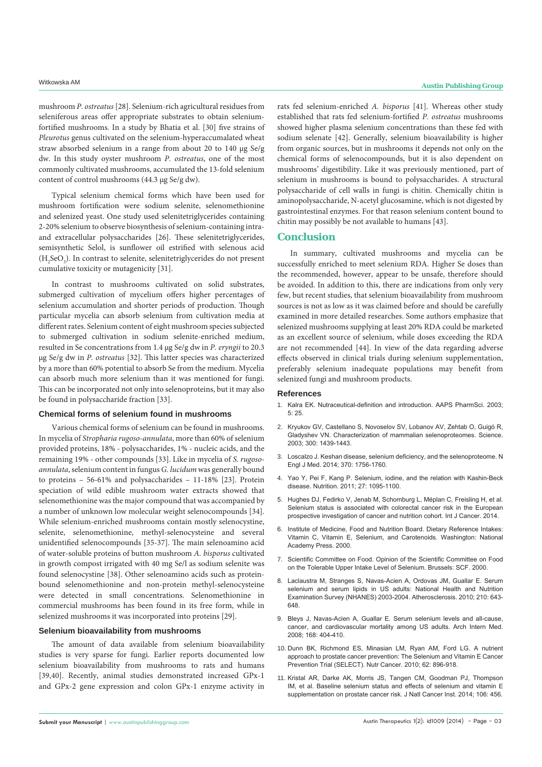mushroom *P. ostreatus* [28]. Selenium-rich agricultural residues from seleniferous areas offer appropriate substrates to obtain selenium-fortified mushrooms. In a study by Bhatia et al. [30] five strains of *Pleurotus* genus cultivated on the selenium-hyperaccumalated wheat straw absorbed selenium in a range from about 20 to 140 µg Se/g dw. In this study oyster mushroom *P. ostreatus*, one of the most commonly cultivated mushrooms, accumulated the 13-fold selenium content of control mushrooms (44.3 µg Se/g dw).

Typical selenium chemical forms which have been used for mushroom fortification were sodium selenite, selenomethionine and selenized yeast. One study used selenitetriglycerides containing 2-20% selenium to observe biosynthesis of selenium-containing intra- and extracellular polysaccharides [26]. These selenitetriglycerides, semisynthetic Selol, is sunflower oil estrified with selenous acid ($H_2SeO_3$). In contrast to selenite, selenitetriglycerides do not present cumulative toxicity or mutagenicity [31].

In contrast to mushrooms cultivated on solid substrates, submerged cultivation of mycelium offers higher percentages of selenium accumulation and shorter periods of production. Though particular mycelia can absorb selenium from cultivation media at different rates. Selenium content of eight mushroom species subjected to submerged cultivation in sodium selenite-enriched medium, resulted in Se concentrations from 1.4 µg Se/g dw in *P. eryngii* to 20.3 µg Se/g dw in *P. ostreatus* [32]. This latter species was characterized by a more than 60% potential to absorb Se from the medium. Mycelia can absorb much more selenium than it was mentioned for fungi. This can be incorporated not only into selenoproteins, but it may also be found in polysaccharide fraction [33].

### Chemical forms of selenium found in mushrooms

Various chemical forms of selenium can be found in mushrooms. In mycelia of *Stropharia rugoso-annulata*, more than 60% of selenium provided proteins, 18% - polysaccharides, 1% - nucleic acids, and the remaining 19% - other compounds [33]. Like in mycelia of *S. rugoso-annulata*, selenium content in fungus *G. lucidum* was generally bound to proteins – 56-61% and polysaccharides – 11-18% [23]. Protein speciation of wild edible mushroom water extracts showed that selenomethionine was the major compound that was accompanied by a number of unknown low molecular weight selenocompounds [34]. While selenium-enriched mushrooms contain mostly selenocystine, selenite, selenomethionine, methyl-selenocysteine and several unidentified selenocompounds [35-37]. The main selenoamino acid of water-soluble proteins of button mushroom *A. bisporus* cultivated in growth compost irrigated with 40 mg Se/l as sodium selenite was found selenocystine [38]. Other selenoamino acids such as protein-bound selenomethionine and non-protein methyl-selenocysteine were detected in small concentrations. Selenomethionine in commercial mushrooms has been found in its free form, while in selenized mushrooms it was incorporated into proteins [29].

### Selenium bioavailability from mushrooms

The amount of data available from selenium bioavailability studies is very sparse for fungi. Earlier reports documented low selenium bioavailability from mushrooms to rats and humans [39,40]. Recently, animal studies demonstrated increased GPx-1 and GPx-2 gene expression and colon GPx-1 enzyme activity in rats fed selenium-enriched *A. bisporus* [41]. Whereas other study established that rats fed selenium-fortified *P. ostreatus* mushrooms showed higher plasma selenium concentrations than these fed with sodium selenate [42]. Generally, selenium bioavailability is higher from organic sources, but in mushrooms it depends not only on the chemical forms of selenocompounds, but it is also dependent on mushrooms' digestibility. Like it was previously mentioned, part of selenium in mushrooms is bound to polysaccharides. A structural polysaccharide of cell walls in fungi is chitin. Chemically chitin is aminopolysaccharide, N-acetyl glucosamine, which is not digested by gastrointestinal enzymes. For that reason selenium content bound to chitin may possibly be not available to humans [43].

## Conclusion

In summary, cultivated mushrooms and mycelia can be successfully enriched to meet selenium RDA. Higher Se doses than the recommended, however, appear to be unsafe, therefore should be avoided. In addition to this, there are indications from only very few, but recent studies, that selenium bioavailability from mushroom sources is not as low as it was claimed before and should be carefully examined in more detailed researches. Some authors emphasize that selenized mushrooms supplying at least 20% RDA could be marketed as an excellent source of selenium, while doses exceeding the RDA are not recommended [44]. In view of the data regarding adverse effects observed in clinical trials during selenium supplementation, preferably selenium inadequate populations may benefit from selenized fungi and mushroom products.

## References

1. Kalra EK. Nutraceutical-definition and introduction. AAPS PharmSci. 2003; 5: 25.
2. Kryukov GV, Castellano S, Novoselov SV, Lobanov AV, Zehtab O, Guigó R, Gladyshev VN. Characterization of mammalian selenoproteomes. Science. 2003; 300: 1439-1443.
3. Loscalzo J. Keshan disease, selenium deficiency, and the selenoproteome. N Engl J Med. 2014; 370: 1756-1760.
4. Yao Y, Pei F, Kang P. Selenium, iodine, and the relation with Kashin-Beck disease. Nutrition. 2011; 27: 1095-1100.
5. Hughes DJ, Fedirko V, Jenab M, Schomburg L, Méplan C, Freisling H, et al. Selenium status is associated with colorectal cancer risk in the European prospective investigation of cancer and nutrition cohort. Int J Cancer. 2014.
6. Institute of Medicine, Food and Nutrition Board. Dietary Reference Intakes: Vitamin C, Vitamin E, Selenium, and Carotenoids. Washington: National Academy Press. 2000.
7. Scientific Committee on Food. Opinion of the Scientific Committee on Food on the Tolerable Upper Intake Level of Selenium. Brussels: SCF. 2000.
8. Laclaustra M, Stranges S, Navas-Acien A, Ordovas JM, Guallar E. Serum selenium and serum lipids in US adults: National Health and Nutrition Examination Survey (NHANES) 2003-2004. Atherosclerosis. 2010; 210: 643-648.
9. Bleys J, Navas-Acien A, Guallar E. Serum selenium levels and all-cause, cancer, and cardiovascular mortality among US adults. Arch Intern Med. 2008; 168: 404-410.
10. Dunn BK, Richmond ES, Minasian LM, Ryan AM, Ford LG. A nutrient approach to prostate cancer prevention: The Selenium and Vitamin E Cancer Prevention Trial (SELECT). Nutr Cancer. 2010; 62: 896-918.
11. Kristal AR, Darke AK, Morris JS, Tangen CM, Goodman PJ, Thompson IM, et al. Baseline selenium status and effects of selenium and vitamin E supplementation on prostate cancer risk. J Natl Cancer Inst. 2014; 106: 456.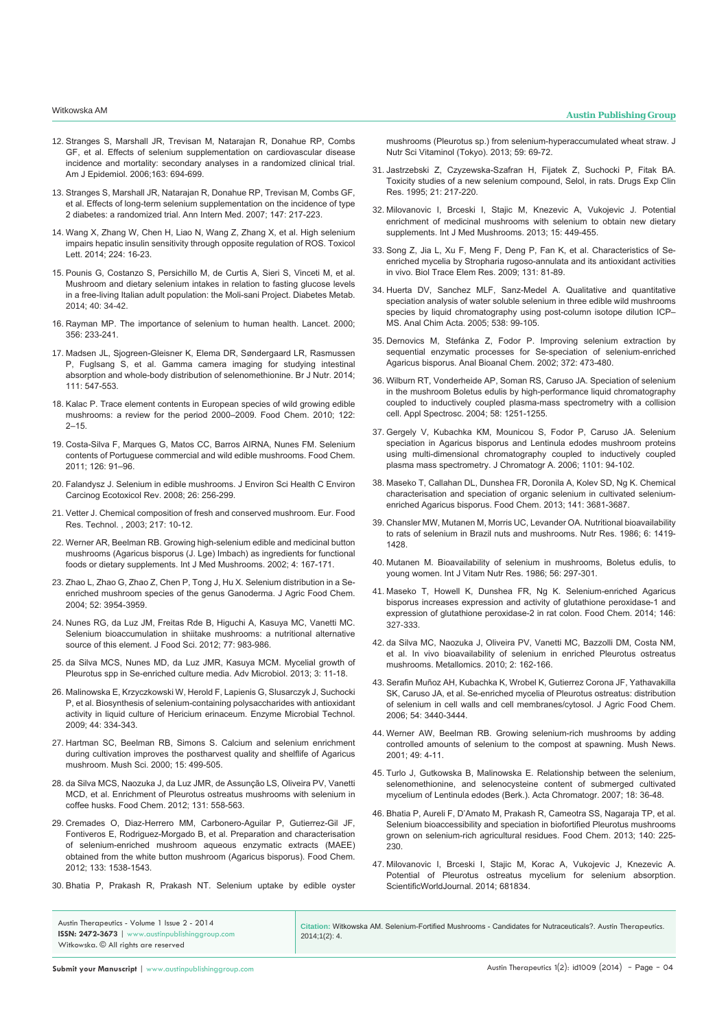12. Stranges S, Marshall JR, Trevisan M, Natarajan R, Donahue RP, Combs GF, et al. Effects of selenium supplementation on cardiovascular disease incidence and mortality: secondary analyses in a randomized clinical trial. Am J Epidemiol. 2006;163: 694-699.

13. Stranges S, Marshall JR, Natarajan R, Donahue RP, Trevisan M, Combs GF, et al. Effects of long-term selenium supplementation on the incidence of type 2 diabetes: a randomized trial. Ann Intern Med. 2007; 147: 217-223.

14. Wang X, Zhang W, Chen H, Liao N, Wang Z, Zhang X, et al. High selenium impairs hepatic insulin sensitivity through opposite regulation of ROS. Toxicol Lett. 2014; 224: 16-23.

15. Pounis G, Costanzo S, Persichillo M, de Curtis A, Sieri S, Vinceti M, et al. Mushroom and dietary selenium intakes in relation to fasting glucose levels in a free-living Italian adult population: the Moli-sani Project. Diabetes Metab. 2014; 40: 34-42.

16. Rayman MP. The importance of selenium to human health. Lancet. 2000; 356: 233-241.

17. Madsen JL, Sjogreen-Gleisner K, Elema DR, Søndergaard LR, Rasmussen P, Fuglsang S, et al. Gamma camera imaging for studying intestinal absorption and whole-body distribution of selenomethionine. Br J Nutr. 2014; 111: 547-553.

18. Kalac P. Trace element contents in European species of wild growing edible mushrooms: a review for the period 2000–2009. Food Chem. 2010; 122: 2–15.

19. Costa-Silva F, Marques G, Matos CC, Barros AIRNA, Nunes FM. Selenium contents of Portuguese commercial and wild edible mushrooms. Food Chem. 2011; 126: 91–96.

20. Falandysz J. Selenium in edible mushrooms. J Environ Sci Health C Environ Carcinog Ecotoxicol Rev. 2008; 26: 256-299.

21. Vetter J. Chemical composition of fresh and conserved mushroom. Eur. Food Res. Technol. , 2003; 217: 10-12.

22. Werner AR, Beelman RB. Growing high-selenium edible and medicinal button mushrooms (Agaricus bisporus (J. Lge) Imbach) as ingredients for functional foods or dietary supplements. Int J Med Mushrooms. 2002; 4: 167-171.

23. Zhao L, Zhao G, Zhao Z, Chen P, Tong J, Hu X. Selenium distribution in a Se-enriched mushroom species of the genus Ganoderma. J Agric Food Chem. 2004; 52: 3954-3959.

24. Nunes RG, da Luz JM, Freitas Rde B, Higuchi A, Kasuya MC, Vanetti MC. Selenium bioaccumulation in shiitake mushrooms: a nutritional alternative source of this element. J Food Sci. 2012; 77: 983-986.

25. da Silva MCS, Nunes MD, da Luz JMR, Kasuya MCM. Mycelial growth of Pleurotus spp in Se-enriched culture media. Adv Microbiol. 2013; 3: 11-18.

26. Malinowska E, Krzyczkowski W, Herold F, Lapienis G, Slusarczyk J, Suchocki P, et al. Biosynthesis of selenium-containing polysaccharides with antioxidant activity in liquid culture of Hericium erinaceum. Enzyme Microbial Technol. 2009; 44: 334-343.

27. Hartman SC, Beelman RB, Simons S. Calcium and selenium enrichment during cultivation improves the postharvest quality and shelflife of Agaricus mushroom. Mush Sci. 2000; 15: 499-505.

28. da Silva MCS, Naozuka J, da Luz JMR, de Assunção LS, Oliveira PV, Vanetti MCD, et al. Enrichment of Pleurotus ostreatus mushrooms with selenium in coffee husks. Food Chem. 2012; 131: 558-563.

29. Cremades O, Diaz-Herrero MM, Carbonero-Aguilar P, Gutierrez-Gil JF, Fontiveros E, Rodriguez-Morgado B, et al. Preparation and characterisation of selenium-enriched mushroom aqueous enzymatic extracts (MAEE) obtained from the white button mushroom (Agaricus bisporus). Food Chem. 2012; 133: 1538-1543.

30. Bhatia P, Prakash R, Prakash NT. Selenium uptake by edible oyster mushrooms (Pleurotus sp.) from selenium-hyperaccumulated wheat straw. J Nutr Sci Vitaminol (Tokyo). 2013; 59: 69-72.

31. Jastrzebski Z, Czyzewska-Szafran H, Fijatek Z, Suchocki P, Fitak BA. Toxicity studies of a new selenium compound, Selol, in rats. Drugs Exp Clin Res. 1995; 21: 217-220.

32. Milovanovic I, Brceski I, Stajic M, Knezevic A, Vukojevic J. Potential enrichment of medicinal mushrooms with selenium to obtain new dietary supplements. Int J Med Mushrooms. 2013; 15: 449-455.

33. Song Z, Jia L, Xu F, Meng F, Deng P, Fan K, et al. Characteristics of Se-enriched mycelia by Stropharia rugoso-annulata and its antioxidant activities in vivo. Biol Trace Elem Res. 2009; 131: 81-89.

34. Huerta DV, Sanchez MLF, Sanz-Medel A. Qualitative and quantitative speciation analysis of water soluble selenium in three edible wild mushrooms species by liquid chromatography using post-column isotope dilution ICP–MS. Anal Chim Acta. 2005; 538: 99-105.

35. Dernovics M, Stefánka Z, Fodor P. Improving selenium extraction by sequential enzymatic processes for Se-speciation of selenium-enriched Agaricus bisporus. Anal Bioanal Chem. 2002; 372: 473-480.

36. Wilburn RT, Vonderheide AP, Soman RS, Caruso JA. Speciation of selenium in the mushroom Boletus edulis by high-performance liquid chromatography coupled to inductively coupled plasma-mass spectrometry with a collision cell. Appl Spectrosc. 2004; 58: 1251-1255.

37. Gergely V, Kubachka KM, Mounicou S, Fodor P, Caruso JA. Selenium speciation in Agaricus bisporus and Lentinula edodes mushroom proteins using multi-dimensional chromatography coupled to inductively coupled plasma mass spectrometry. J Chromatogr A. 2006; 1101: 94-102.

38. Maseko T, Callahan DL, Dunshea FR, Doronila A, Kolev SD, Ng K. Chemical characterisation and speciation of organic selenium in cultivated selenium-enriched Agaricus bisporus. Food Chem. 2013; 141: 3681-3687.

39. Chansler MW, Mutanen M, Morris UC, Levander OA. Nutritional bioavailability to rats of selenium in Brazil nuts and mushrooms. Nutr Res. 1986; 6: 1419-1428.

40. Mutanen M. Bioavailability of selenium in mushrooms, Boletus edulis, to young women. Int J Vitam Nutr Res. 1986; 56: 297-301.

41. Maseko T, Howell K, Dunshea FR, Ng K. Selenium-enriched Agaricus bisporus increases expression and activity of glutathione peroxidase-1 and expression of glutathione peroxidase-2 in rat colon. Food Chem. 2014; 146: 327-333.

42. da Silva MC, Naozuka J, Oliveira PV, Vanetti MC, Bazzolli DM, Costa NM, et al. In vivo bioavailability of selenium in enriched Pleurotus ostreatus mushrooms. Metallomics. 2010; 2: 162-166.

43. Serafin Muñoz AH, Kubachka K, Wrobel K, Gutierrez Corona JF, Yathavakilla SK, Caruso JA, et al. Se-enriched mycelia of Pleurotus ostreatus: distribution of selenium in cell walls and cell membranes/cytosol. J Agric Food Chem. 2006; 54: 3440-3444.

44. Werner AW, Beelman RB. Growing selenium-rich mushrooms by adding controlled amounts of selenium to the compost at spawning. Mush News. 2001; 49: 4-11.

45. Turlo J, Gutkowska B, Malinowska E. Relationship between the selenium, selenomethionine, and selenocysteine content of submerged cultivated mycelium of Lentinula edodes (Berk.). Acta Chromatogr. 2007; 18: 36-48.

46. Bhatia P, Aureli F, D'Amato M, Prakash R, Cameotra SS, Nagaraja TP, et al. Selenium bioaccessibility and speciation in biofortified Pleurotus mushrooms grown on selenium-rich agricultural residues. Food Chem. 2013; 140: 225-230.

47. Milovanovic I, Brceski I, Stajic M, Korac A, Vukojevic J, Knezevic A. Potential of Pleurotus ostreatus mycelium for selenium absorption. ScientificWorldJournal. 2014; 681834.

Citation: Witkowska AM. Selenium-Fortified Mushrooms - Candidates for Nutraceuticals?. Austin Therapeutics. 2014;1(2): 4.